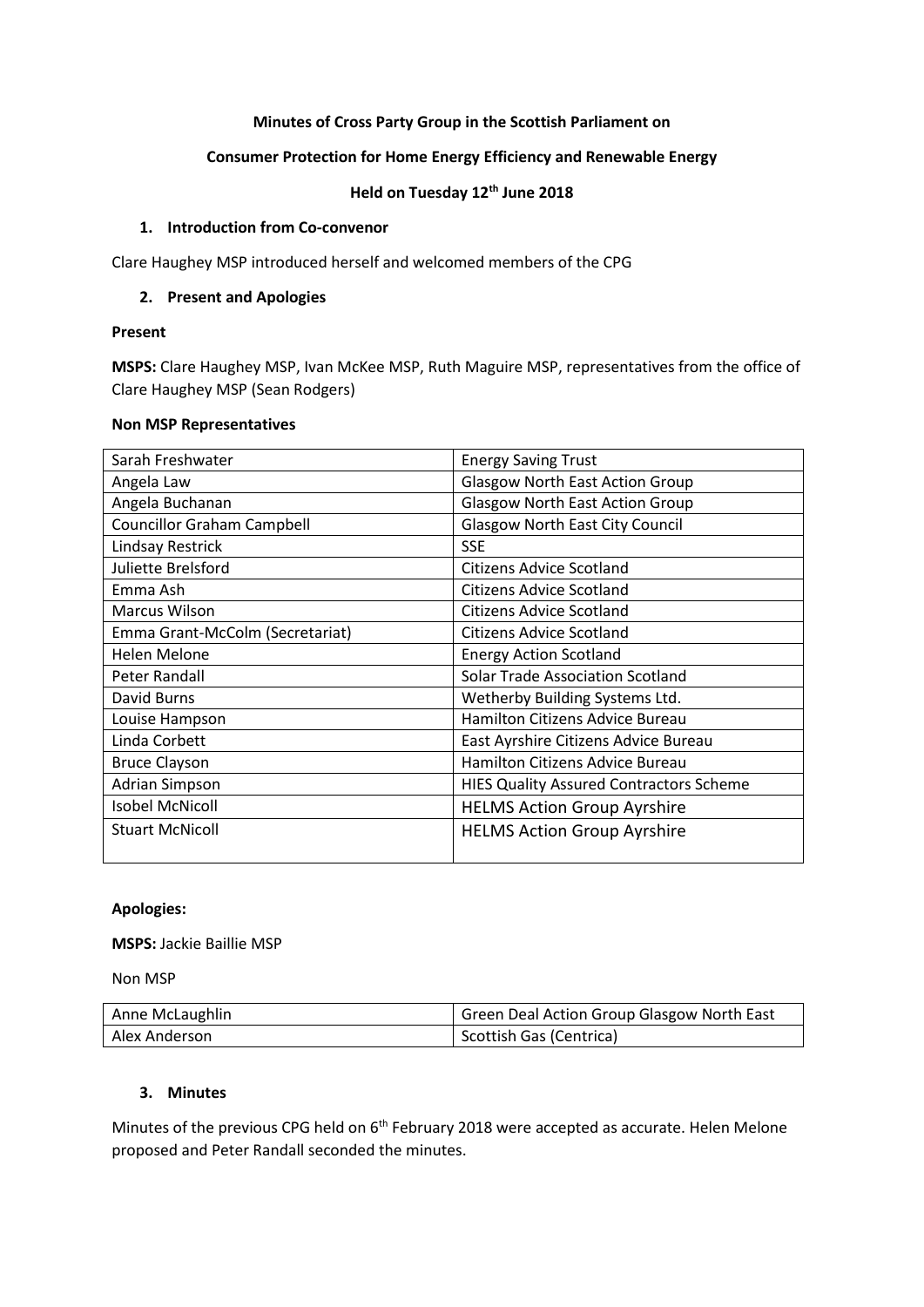**Minutes of Cross Party Group in the Scottish Parliament on**

**Consumer Protection for Home Energy Efficiency and Renewable Energy**

**Held on Tuesday 12th June 2018**

## 1. Introduction from Co-convenor

Clare Haughey MSP introduced herself and welcomed members of the CPG

## 2. Present and Apologies

**Present**

**MSPS:** Clare Haughey MSP, Ivan McKee MSP, Ruth Maguire MSP, representatives from the office of Clare Haughey MSP (Sean Rodgers)

**Non MSP Representatives**

| | |
|---|---|
| Sarah Freshwater | Energy Saving Trust |
| Angela Law | Glasgow North East Action Group |
| Angela Buchanan | Glasgow North East Action Group |
| Councillor Graham Campbell | Glasgow North East City Council |
| Lindsay Restrick | SSE |
| Juliette Brelsford | Citizens Advice Scotland |
| Emma Ash | Citizens Advice Scotland |
| Marcus Wilson | Citizens Advice Scotland |
| Emma Grant-McColm (Secretariat) | Citizens Advice Scotland |
| Helen Melone | Energy Action Scotland |
| Peter Randall | Solar Trade Association Scotland |
| David Burns | Wetherby Building Systems Ltd. |
| Louise Hampson | Hamilton Citizens Advice Bureau |
| Linda Corbett | East Ayrshire Citizens Advice Bureau |
| Bruce Clayson | Hamilton Citizens Advice Bureau |
| Adrian Simpson | HIES Quality Assured Contractors Scheme |
| Isobel McNicoll | HELMS Action Group Ayrshire |
| Stuart McNicoll | HELMS Action Group Ayrshire |

**Apologies:**

**MSPS:** Jackie Baillie MSP

Non MSP

| | |
|---|---|
| Anne McLaughlin | Green Deal Action Group Glasgow North East |
| Alex Anderson | Scottish Gas (Centrica) |

## 3. Minutes

Minutes of the previous CPG held on 6th February 2018 were accepted as accurate. Helen Melone proposed and Peter Randall seconded the minutes.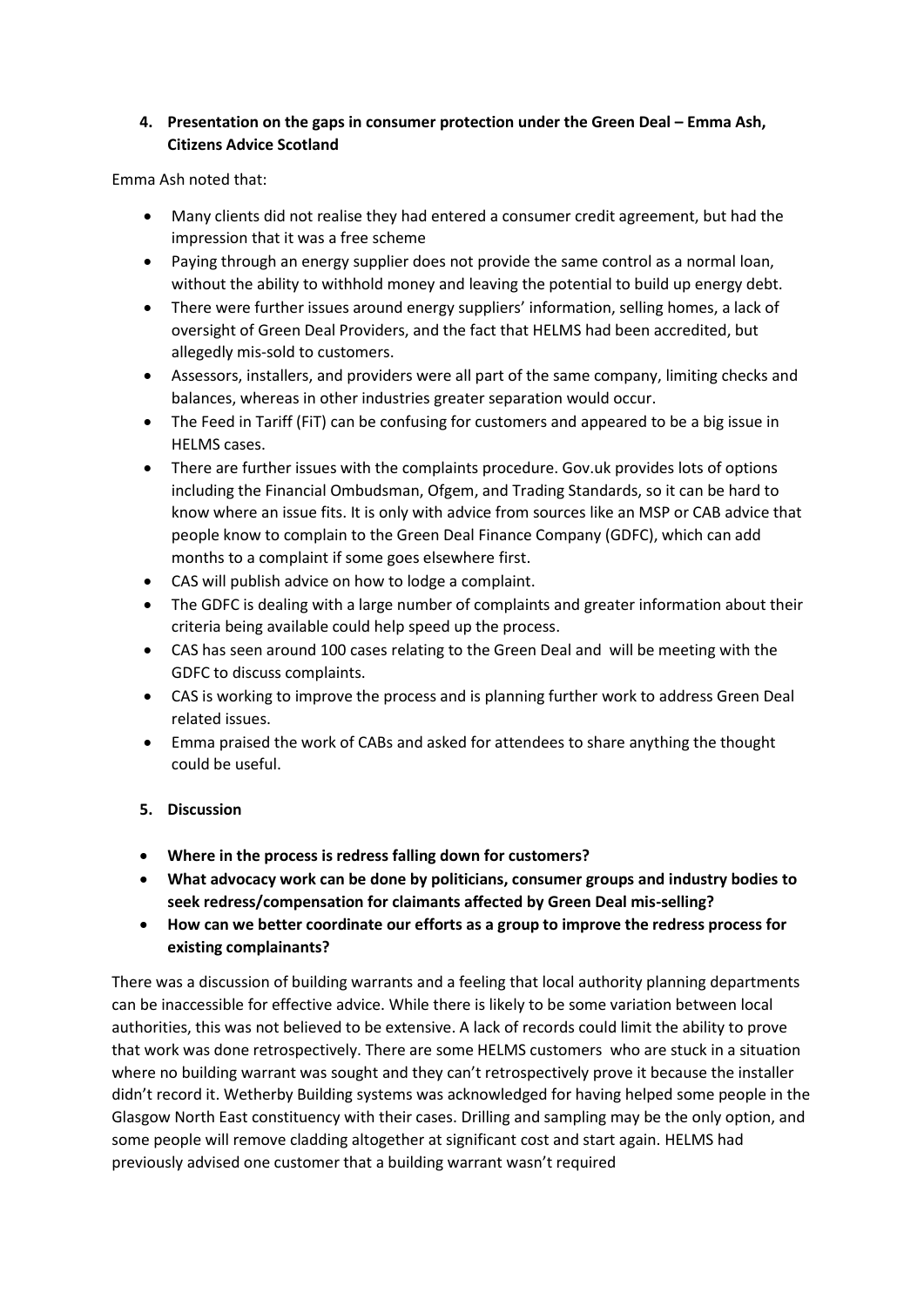**4. Presentation on the gaps in consumer protection under the Green Deal – Emma Ash, Citizens Advice Scotland**

Emma Ash noted that:

- Many clients did not realise they had entered a consumer credit agreement, but had the impression that it was a free scheme
- Paying through an energy supplier does not provide the same control as a normal loan, without the ability to withhold money and leaving the potential to build up energy debt.
- There were further issues around energy suppliers' information, selling homes, a lack of oversight of Green Deal Providers, and the fact that HELMS had been accredited, but allegedly mis-sold to customers.
- Assessors, installers, and providers were all part of the same company, limiting checks and balances, whereas in other industries greater separation would occur.
- The Feed in Tariff (FiT) can be confusing for customers and appeared to be a big issue in HELMS cases.
- There are further issues with the complaints procedure. Gov.uk provides lots of options including the Financial Ombudsman, Ofgem, and Trading Standards, so it can be hard to know where an issue fits. It is only with advice from sources like an MSP or CAB advice that people know to complain to the Green Deal Finance Company (GDFC), which can add months to a complaint if some goes elsewhere first.
- CAS will publish advice on how to lodge a complaint.
- The GDFC is dealing with a large number of complaints and greater information about their criteria being available could help speed up the process.
- CAS has seen around 100 cases relating to the Green Deal and will be meeting with the GDFC to discuss complaints.
- CAS is working to improve the process and is planning further work to address Green Deal related issues.
- Emma praised the work of CABs and asked for attendees to share anything the thought could be useful.

**5. Discussion**

- **Where in the process is redress falling down for customers?**
- **What advocacy work can be done by politicians, consumer groups and industry bodies to seek redress/compensation for claimants affected by Green Deal mis-selling?**
- **How can we better coordinate our efforts as a group to improve the redress process for existing complainants?**

There was a discussion of building warrants and a feeling that local authority planning departments can be inaccessible for effective advice. While there is likely to be some variation between local authorities, this was not believed to be extensive. A lack of records could limit the ability to prove that work was done retrospectively. There are some HELMS customers who are stuck in a situation where no building warrant was sought and they can't retrospectively prove it because the installer didn't record it. Wetherby Building systems was acknowledged for having helped some people in the Glasgow North East constituency with their cases. Drilling and sampling may be the only option, and some people will remove cladding altogether at significant cost and start again. HELMS had previously advised one customer that a building warrant wasn't required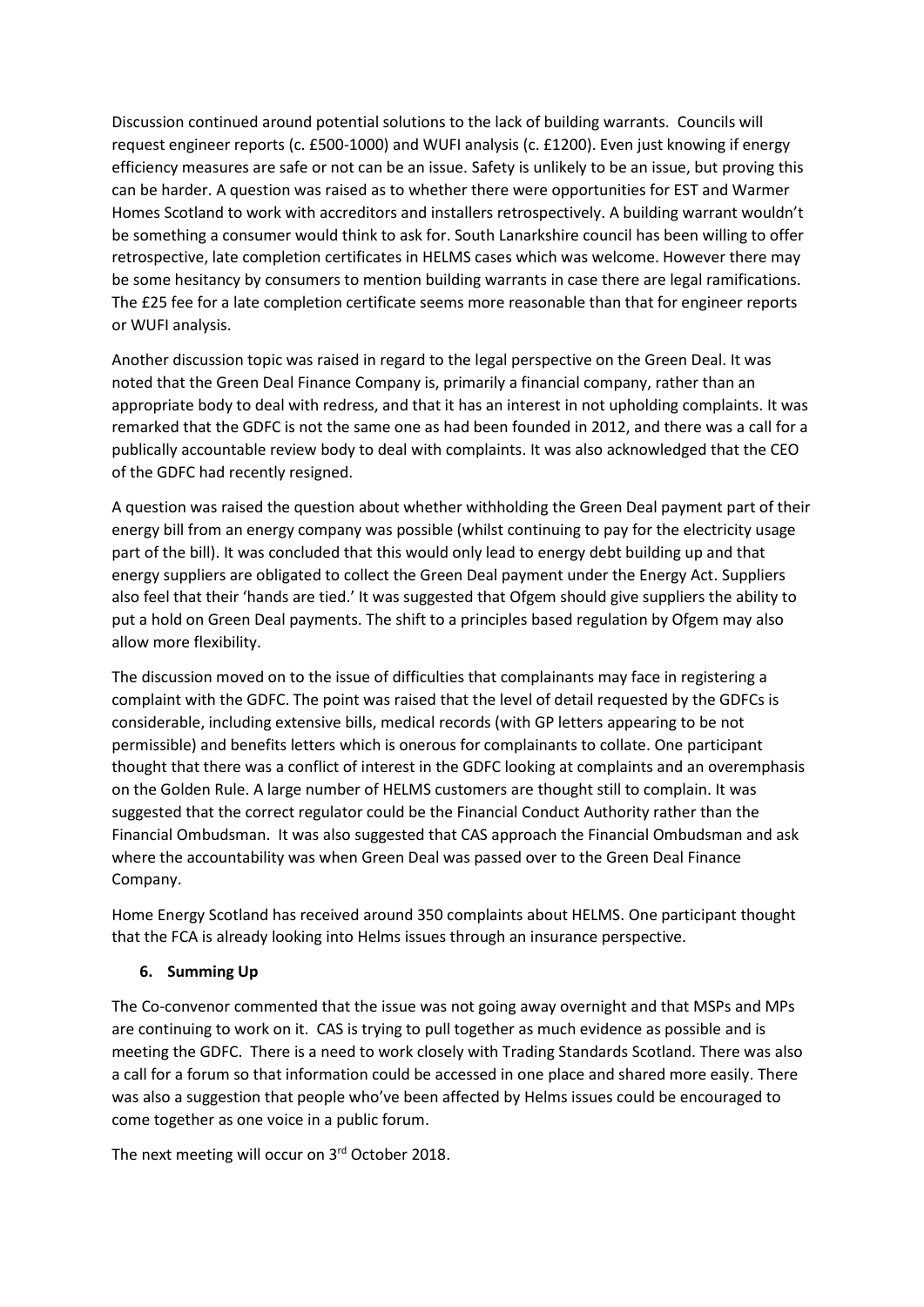Discussion continued around potential solutions to the lack of building warrants. Councils will request engineer reports (c. £500-1000) and WUFI analysis (c. £1200). Even just knowing if energy efficiency measures are safe or not can be an issue. Safety is unlikely to be an issue, but proving this can be harder. A question was raised as to whether there were opportunities for EST and Warmer Homes Scotland to work with accreditors and installers retrospectively. A building warrant wouldn't be something a consumer would think to ask for. South Lanarkshire council has been willing to offer retrospective, late completion certificates in HELMS cases which was welcome. However there may be some hesitancy by consumers to mention building warrants in case there are legal ramifications. The £25 fee for a late completion certificate seems more reasonable than that for engineer reports or WUFI analysis.

Another discussion topic was raised in regard to the legal perspective on the Green Deal. It was noted that the Green Deal Finance Company is, primarily a financial company, rather than an appropriate body to deal with redress, and that it has an interest in not upholding complaints. It was remarked that the GDFC is not the same one as had been founded in 2012, and there was a call for a publically accountable review body to deal with complaints. It was also acknowledged that the CEO of the GDFC had recently resigned.

A question was raised the question about whether withholding the Green Deal payment part of their energy bill from an energy company was possible (whilst continuing to pay for the electricity usage part of the bill). It was concluded that this would only lead to energy debt building up and that energy suppliers are obligated to collect the Green Deal payment under the Energy Act. Suppliers also feel that their 'hands are tied.' It was suggested that Ofgem should give suppliers the ability to put a hold on Green Deal payments. The shift to a principles based regulation by Ofgem may also allow more flexibility.

The discussion moved on to the issue of difficulties that complainants may face in registering a complaint with the GDFC. The point was raised that the level of detail requested by the GDFCs is considerable, including extensive bills, medical records (with GP letters appearing to be not permissible) and benefits letters which is onerous for complainants to collate. One participant thought that there was a conflict of interest in the GDFC looking at complaints and an overemphasis on the Golden Rule. A large number of HELMS customers are thought still to complain. It was suggested that the correct regulator could be the Financial Conduct Authority rather than the Financial Ombudsman. It was also suggested that CAS approach the Financial Ombudsman and ask where the accountability was when Green Deal was passed over to the Green Deal Finance Company.

Home Energy Scotland has received around 350 complaints about HELMS. One participant thought that the FCA is already looking into Helms issues through an insurance perspective.

## 6. Summing Up

The Co-convenor commented that the issue was not going away overnight and that MSPs and MPs are continuing to work on it. CAS is trying to pull together as much evidence as possible and is meeting the GDFC. There is a need to work closely with Trading Standards Scotland. There was also a call for a forum so that information could be accessed in one place and shared more easily. There was also a suggestion that people who've been affected by Helms issues could be encouraged to come together as one voice in a public forum.

The next meeting will occur on 3rd October 2018.